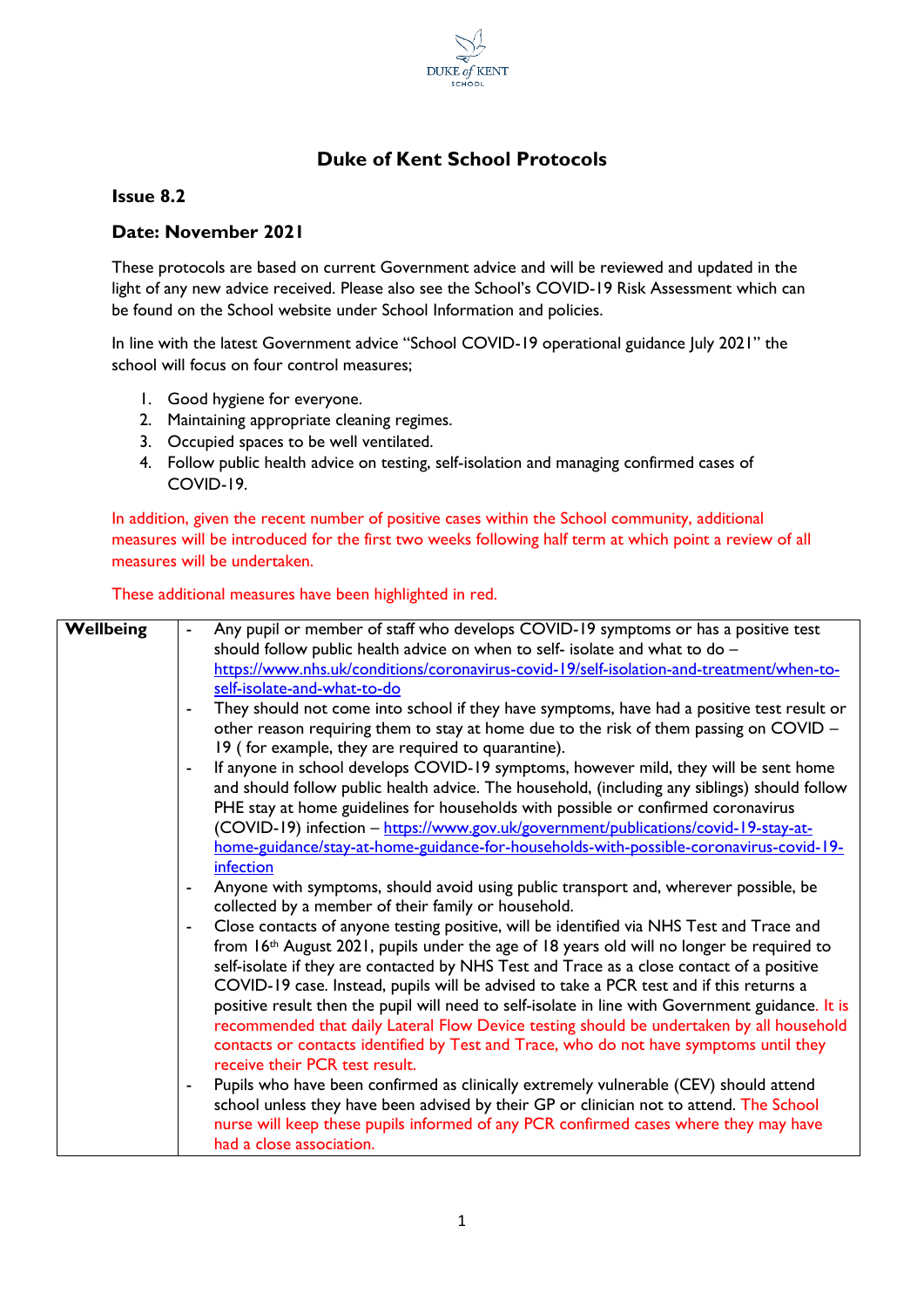# Duke of Kent School Protocols

**Issue 8.2**

**Date: November 2021**

These protocols are based on current Government advice and will be reviewed and updated in the light of any new advice received. Please also see the School's COVID-19 Risk Assessment which can be found on the School website under School Information and policies.

In line with the latest Government advice "School COVID-19 operational guidance July 2021" the school will focus on four control measures;

1. Good hygiene for everyone.
2. Maintaining appropriate cleaning regimes.
3. Occupied spaces to be well ventilated.
4. Follow public health advice on testing, self-isolation and managing confirmed cases of COVID-19.

In addition, given the recent number of positive cases within the School community, additional measures will be introduced for the first two weeks following half term at which point a review of all measures will be undertaken.

These additional measures have been highlighted in red.

| | |
|---|---|
| **Wellbeing** | - Any pupil or member of staff who develops COVID-19 symptoms or has a positive test should follow public health advice on when to self- isolate and what to do – https://www.nhs.uk/conditions/coronavirus-covid-19/self-isolation-and-treatment/when-to-self-isolate-and-what-to-do<br>- They should not come into school if they have symptoms, have had a positive test result or other reason requiring them to stay at home due to the risk of them passing on COVID – 19 ( for example, they are required to quarantine).<br>- If anyone in school develops COVID-19 symptoms, however mild, they will be sent home and should follow public health advice. The household, (including any siblings) should follow PHE stay at home guidelines for households with possible or confirmed coronavirus (COVID-19) infection – https://www.gov.uk/government/publications/covid-19-stay-at-home-guidance/stay-at-home-guidance-for-households-with-possible-coronavirus-covid-19-infection<br>- Anyone with symptoms, should avoid using public transport and, wherever possible, be collected by a member of their family or household.<br>- Close contacts of anyone testing positive, will be identified via NHS Test and Trace and from 16th August 2021, pupils under the age of 18 years old will no longer be required to self-isolate if they are contacted by NHS Test and Trace as a close contact of a positive COVID-19 case. Instead, pupils will be advised to take a PCR test and if this returns a positive result then the pupil will need to self-isolate in line with Government guidance. It is recommended that daily Lateral Flow Device testing should be undertaken by all household contacts or contacts identified by Test and Trace, who do not have symptoms until they receive their PCR test result.<br>- Pupils who have been confirmed as clinically extremely vulnerable (CEV) should attend school unless they have been advised by their GP or clinician not to attend. The School nurse will keep these pupils informed of any PCR confirmed cases where they may have had a close association. |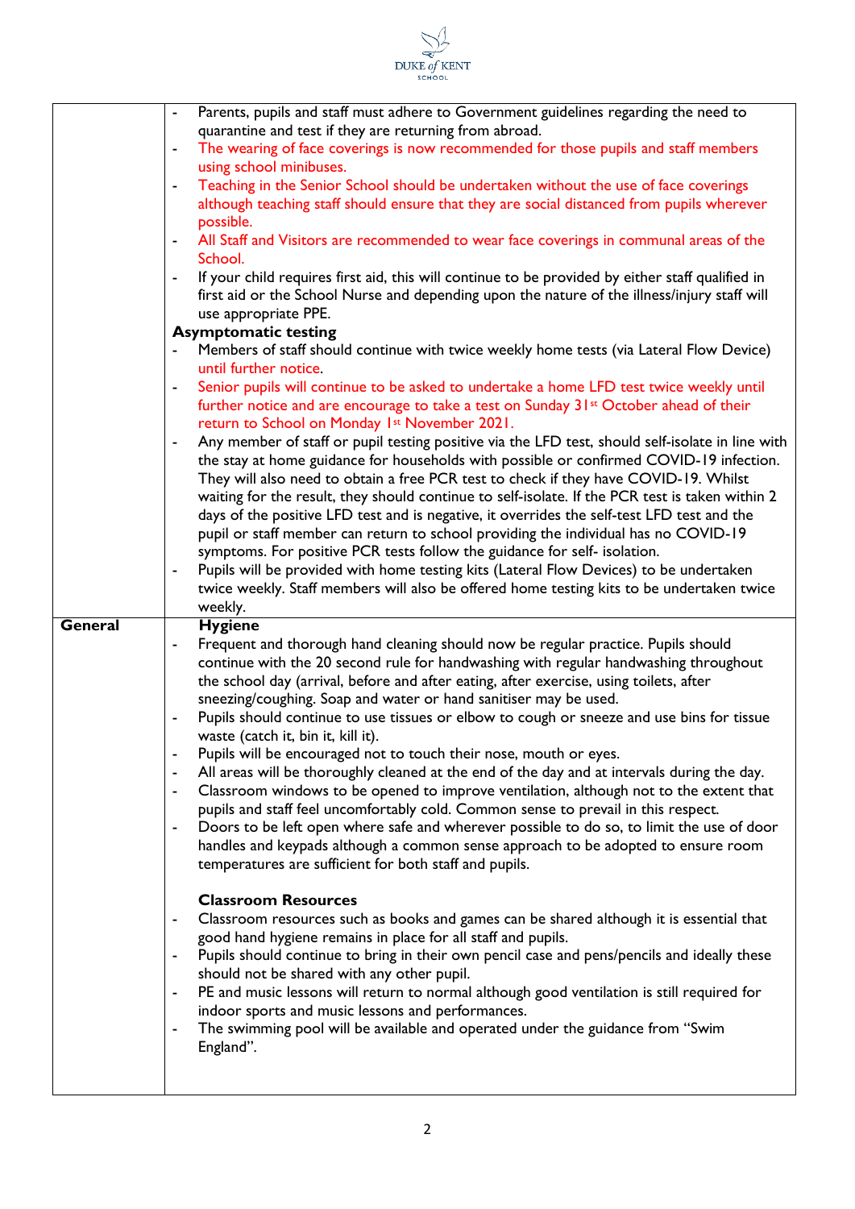| | |
|---|---|
| | - Parents, pupils and staff must adhere to Government guidelines regarding the need to quarantine and test if they are returning from abroad.<br>- The wearing of face coverings is now recommended for those pupils and staff members using school minibuses.<br>- Teaching in the Senior School should be undertaken without the use of face coverings although teaching staff should ensure that they are social distanced from pupils wherever possible.<br>- All Staff and Visitors are recommended to wear face coverings in communal areas of the School.<br>- If your child requires first aid, this will continue to be provided by either staff qualified in first aid or the School Nurse and depending upon the nature of the illness/injury staff will use appropriate PPE.<br>**Asymptomatic testing**<br>- Members of staff should continue with twice weekly home tests (via Lateral Flow Device) until further notice.<br>- Senior pupils will continue to be asked to undertake a home LFD test twice weekly until further notice and are encourage to take a test on Sunday 31st October ahead of their return to School on Monday 1st November 2021.<br>- Any member of staff or pupil testing positive via the LFD test, should self-isolate in line with the stay at home guidance for households with possible or confirmed COVID-19 infection. They will also need to obtain a free PCR test to check if they have COVID-19. Whilst waiting for the result, they should continue to self-isolate. If the PCR test is taken within 2 days of the positive LFD test and is negative, it overrides the self-test LFD test and the pupil or staff member can return to school providing the individual has no COVID-19 symptoms. For positive PCR tests follow the guidance for self- isolation.<br>- Pupils will be provided with home testing kits (Lateral Flow Devices) to be undertaken twice weekly. Staff members will also be offered home testing kits to be undertaken twice weekly. |
| **General** | **Hygiene**<br>- Frequent and thorough hand cleaning should now be regular practice. Pupils should continue with the 20 second rule for handwashing with regular handwashing throughout the school day (arrival, before and after eating, after exercise, using toilets, after sneezing/coughing. Soap and water or hand sanitiser may be used.<br>- Pupils should continue to use tissues or elbow to cough or sneeze and use bins for tissue waste (catch it, bin it, kill it).<br>- Pupils will be encouraged not to touch their nose, mouth or eyes.<br>- All areas will be thoroughly cleaned at the end of the day and at intervals during the day.<br>- Classroom windows to be opened to improve ventilation, although not to the extent that pupils and staff feel uncomfortably cold. Common sense to prevail in this respect.<br>- Doors to be left open where safe and wherever possible to do so, to limit the use of door handles and keypads although a common sense approach to be adopted to ensure room temperatures are sufficient for both staff and pupils.<br><br>**Classroom Resources**<br>- Classroom resources such as books and games can be shared although it is essential that good hand hygiene remains in place for all staff and pupils.<br>- Pupils should continue to bring in their own pencil case and pens/pencils and ideally these should not be shared with any other pupil.<br>- PE and music lessons will return to normal although good ventilation is still required for indoor sports and music lessons and performances.<br>- The swimming pool will be available and operated under the guidance from "Swim England". |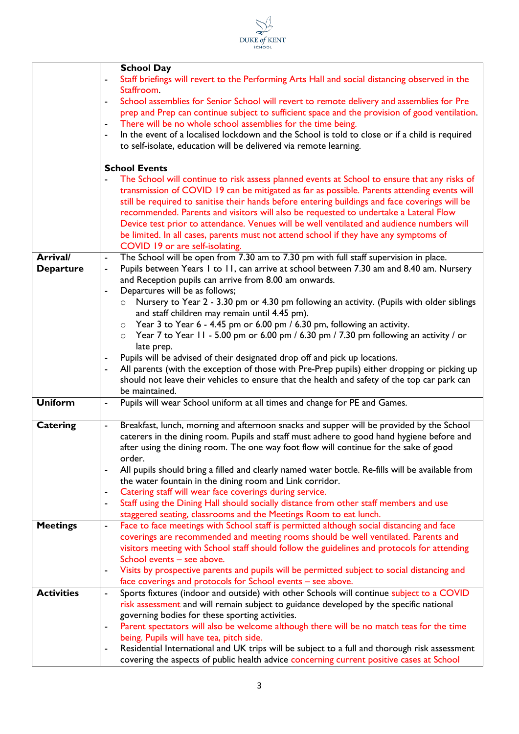| | |
|---|---|
| | **School Day**<br>- Staff briefings will revert to the Performing Arts Hall and social distancing observed in the Staffroom.<br>- School assemblies for Senior School will revert to remote delivery and assemblies for Pre prep and Prep can continue subject to sufficient space and the provision of good ventilation.<br>- There will be no whole school assemblies for the time being.<br>- In the event of a localised lockdown and the School is told to close or if a child is required to self-isolate, education will be delivered via remote learning.<br><br>**School Events**<br>- The School will continue to risk assess planned events at School to ensure that any risks of transmission of COVID 19 can be mitigated as far as possible. Parents attending events will still be required to sanitise their hands before entering buildings and face coverings will be recommended. Parents and visitors will also be requested to undertake a Lateral Flow Device test prior to attendance. Venues will be well ventilated and audience numbers will be limited. In all cases, parents must not attend school if they have any symptoms of COVID 19 or are self-isolating. |
| **Arrival/ Departure** | - The School will be open from 7.30 am to 7.30 pm with full staff supervision in place.<br>- Pupils between Years 1 to 11, can arrive at school between 7.30 am and 8.40 am. Nursery and Reception pupils can arrive from 8.00 am onwards.<br>- Departures will be as follows;<br>  ○ Nursery to Year 2 - 3.30 pm or 4.30 pm following an activity. (Pupils with older siblings and staff children may remain until 4.45 pm).<br>  ○ Year 3 to Year 6 - 4.45 pm or 6.00 pm / 6.30 pm, following an activity.<br>  ○ Year 7 to Year 11 - 5.00 pm or 6.00 pm / 6.30 pm / 7.30 pm following an activity / or late prep.<br>- Pupils will be advised of their designated drop off and pick up locations.<br>- All parents (with the exception of those with Pre-Prep pupils) either dropping or picking up should not leave their vehicles to ensure that the health and safety of the top car park can be maintained. |
| **Uniform** | - Pupils will wear School uniform at all times and change for PE and Games. |
| **Catering** | - Breakfast, lunch, morning and afternoon snacks and supper will be provided by the School caterers in the dining room. Pupils and staff must adhere to good hand hygiene before and after using the dining room. The one way foot flow will continue for the sake of good order.<br>- All pupils should bring a filled and clearly named water bottle. Re-fills will be available from the water fountain in the dining room and Link corridor.<br>- Catering staff will wear face coverings during service.<br>- Staff using the Dining Hall should socially distance from other staff members and use staggered seating, classrooms and the Meetings Room to eat lunch. |
| **Meetings** | - Face to face meetings with School staff is permitted although social distancing and face coverings are recommended and meeting rooms should be well ventilated. Parents and visitors meeting with School staff should follow the guidelines and protocols for attending School events – see above.<br>- Visits by prospective parents and pupils will be permitted subject to social distancing and face coverings and protocols for School events – see above. |
| **Activities** | - Sports fixtures (indoor and outside) with other Schools will continue subject to a COVID risk assessment and will remain subject to guidance developed by the specific national governing bodies for these sporting activities.<br>- Parent spectators will also be welcome although there will be no match teas for the time being. Pupils will have tea, pitch side.<br>- Residential International and UK trips will be subject to a full and thorough risk assessment covering the aspects of public health advice concerning current positive cases at School |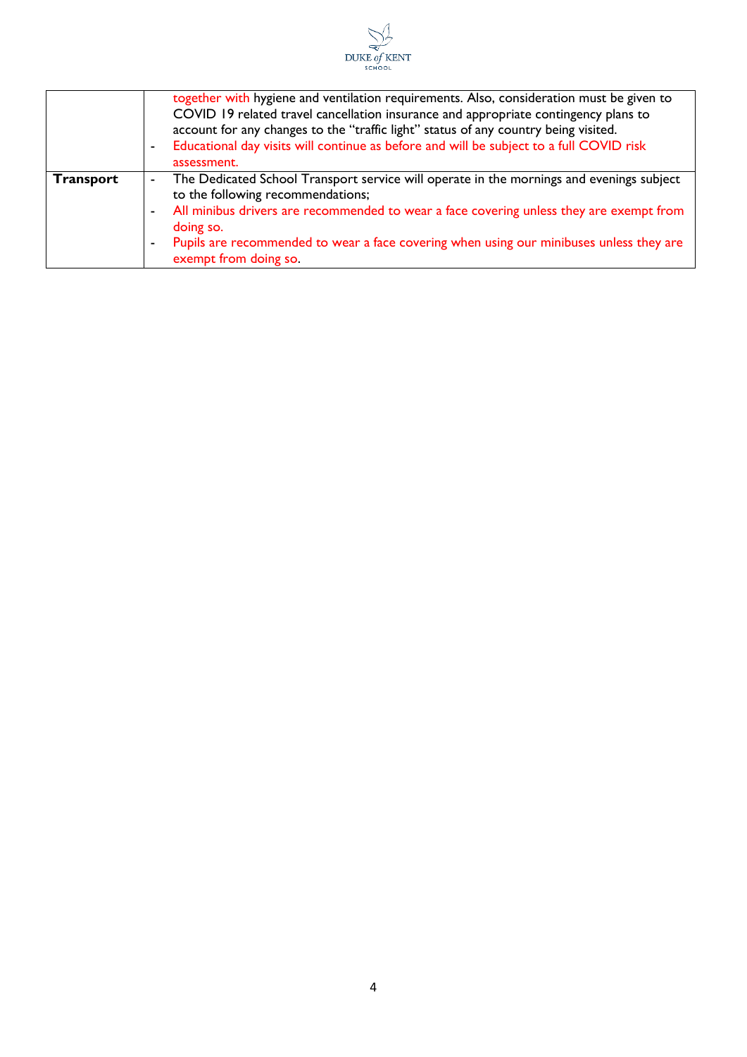| | |
|---|---|
| | together with hygiene and ventilation requirements. Also, consideration must be given to COVID 19 related travel cancellation insurance and appropriate contingency plans to account for any changes to the "traffic light" status of any country being visited.<br>- Educational day visits will continue as before and will be subject to a full COVID risk assessment. |
| **Transport** | - The Dedicated School Transport service will operate in the mornings and evenings subject to the following recommendations;<br>- All minibus drivers are recommended to wear a face covering unless they are exempt from doing so.<br>- Pupils are recommended to wear a face covering when using our minibuses unless they are exempt from doing so. |